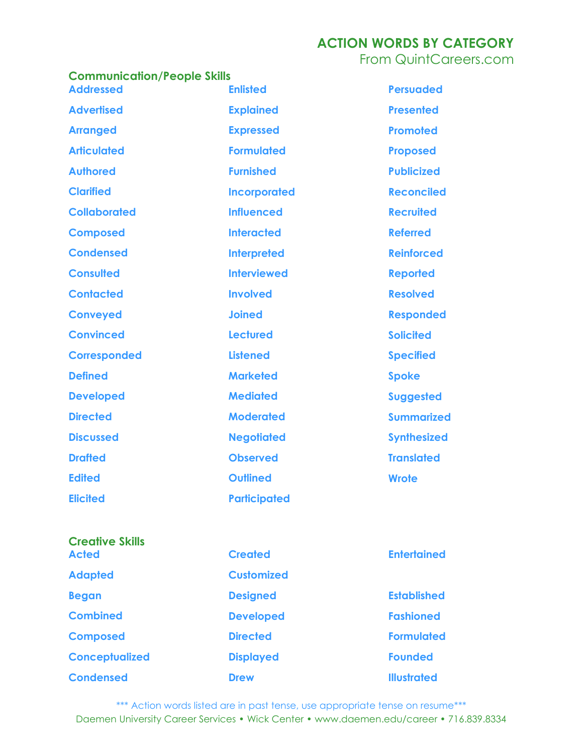# ACTION WORDS BY CATEGORY

From QuintCareers.com

## Communication/People Skills

- Addressed
- Advertised
- Arranged
- Articulated
- Authored
- Clarified
- Collaborated
- Composed
- Condensed
- Consulted
- Contacted
- Conveyed
- Convinced
- Corresponded
- Defined
- Developed
- Directed
- Discussed
- Drafted
- Edited
- Elicited
- Enlisted
- Explained
- Expressed
- Formulated
- Furnished
- Incorporated
- Influenced
- Interacted
- Interpreted
- Interviewed
- Involved
- Joined
- Lectured
- Listened
- Marketed
- Mediated
- Moderated
- Negotiated
- Observed
- Outlined
- Participated
- Persuaded
- Presented
- Promoted
- Proposed
- Publicized
- Reconciled
- Recruited
- Referred
- Reinforced
- Reported
- Resolved
- Responded
- Solicited
- Specified
- Spoke
- Suggested
- Summarized
- Synthesized
- Translated
- Wrote

## Creative Skills

- Acted
- Adapted
- Began
- Combined
- Composed
- Conceptualized
- Condensed
- Created
- Customized
- Designed
- Developed
- Directed
- Displayed
- Drew
- Entertained
- Established
- Fashioned
- Formulated
- Founded
- Illustrated

*** Action words listed are in past tense, use appropriate tense on resume***

Daemen University Career Services • Wick Center • www.daemen.edu/career • 716.839.8334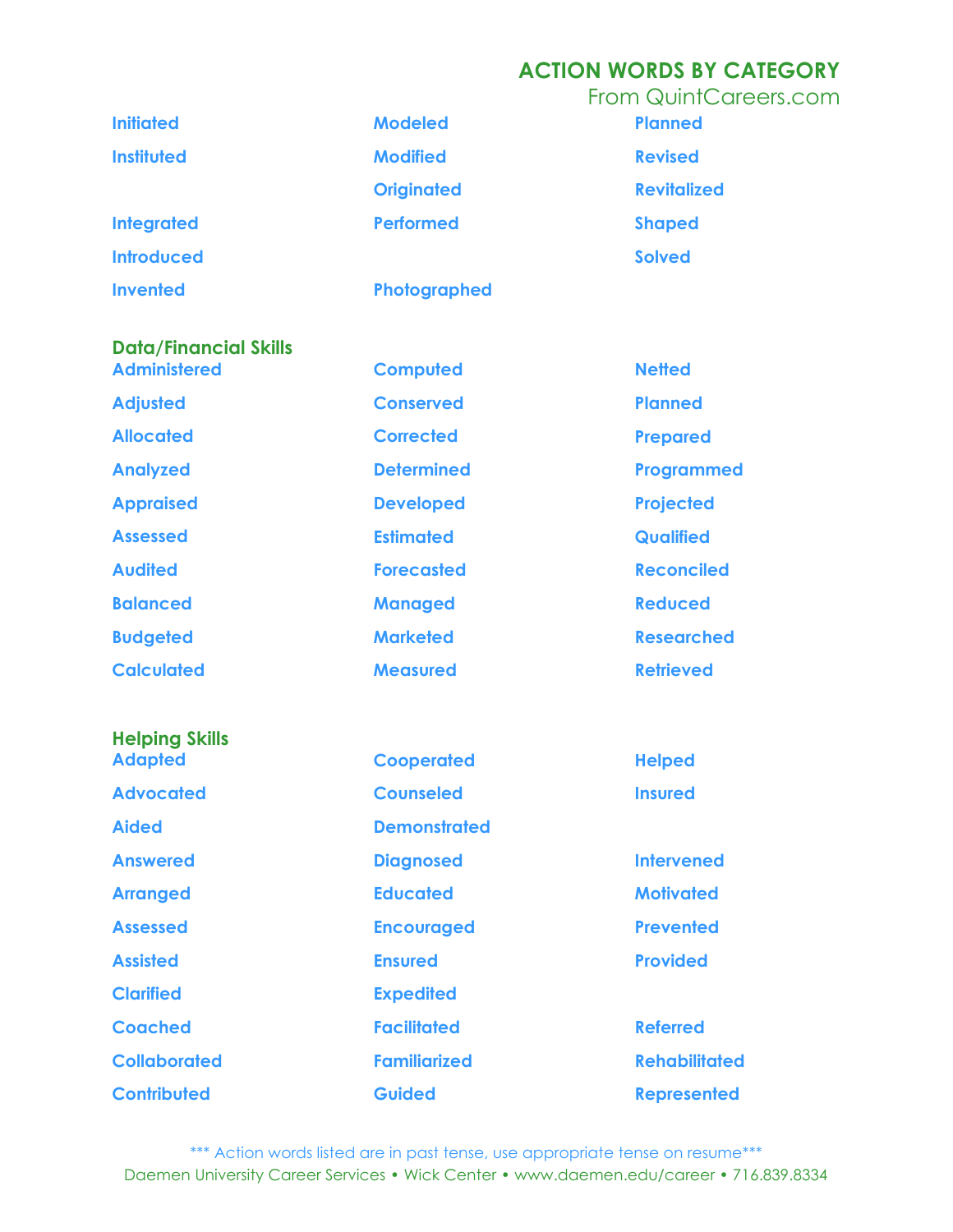## ACTION WORDS BY CATEGORY

From QuintCareers.com

Initiated
Instituted
Integrated
Introduced
Invented
Modeled
Modified
Originated
Performed
Photographed
Planned
Revised
Revitalized
Shaped
Solved

### Data/Financial Skills

Administered
Adjusted
Allocated
Analyzed
Appraised
Assessed
Audited
Balanced
Budgeted
Calculated
Computed
Conserved
Corrected
Determined
Developed
Estimated
Forecasted
Managed
Marketed
Measured
Netted
Planned
Prepared
Programmed
Projected
Qualified
Reconciled
Reduced
Researched
Retrieved

### Helping Skills

Adapted
Advocated
Aided
Answered
Arranged
Assessed
Assisted
Clarified
Coached
Collaborated
Contributed
Cooperated
Counseled
Demonstrated
Diagnosed
Educated
Encouraged
Ensured
Expedited
Facilitated
Familiarized
Guided
Helped
Insured
Intervened
Motivated
Prevented
Provided
Referred
Rehabilitated
Represented

*** Action words listed are in past tense, use appropriate tense on resume***

Daemen University Career Services • Wick Center • www.daemen.edu/career • 716.839.8334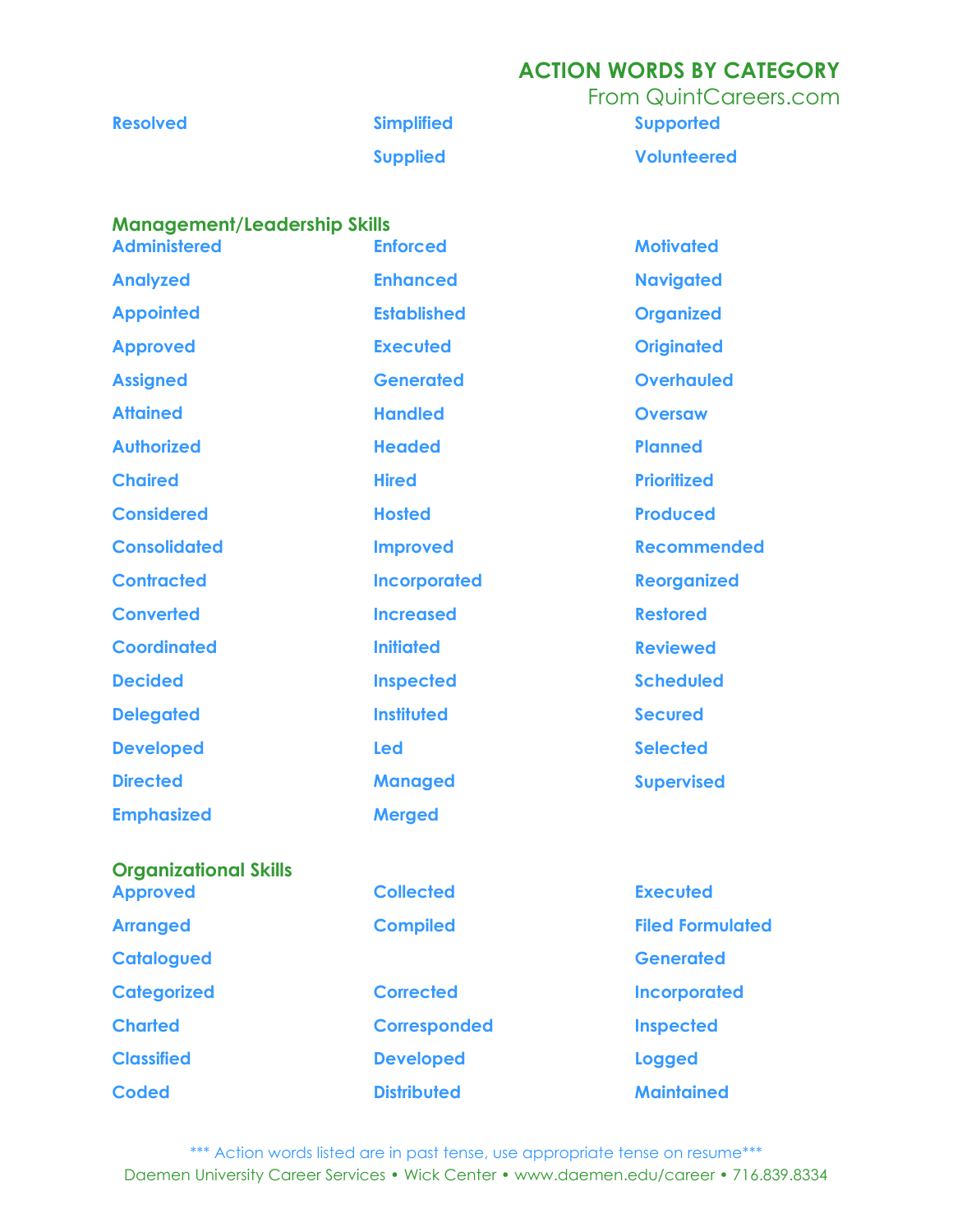# ACTION WORDS BY CATEGORY

From QuintCareers.com

Resolved
Simplified
Supplied
Supported
Volunteered

## Management/Leadership Skills

Administered
Analyzed
Appointed
Approved
Assigned
Attained
Authorized
Chaired
Considered
Consolidated
Contracted
Converted
Coordinated
Decided
Delegated
Developed
Directed
Emphasized
Enforced
Enhanced
Established
Executed
Generated
Handled
Headed
Hired
Hosted
Improved
Incorporated
Increased
Initiated
Inspected
Instituted
Led
Managed
Merged
Motivated
Navigated
Organized
Originated
Overhauled
Oversaw
Planned
Prioritized
Produced
Recommended
Reorganized
Restored
Reviewed
Scheduled
Secured
Selected
Supervised

## Organizational Skills

Approved
Arranged
Catalogued
Categorized
Charted
Classified
Coded
Collected
Compiled
Corrected
Corresponded
Developed
Distributed
Executed
Filed Formulated
Generated
Incorporated
Inspected
Logged
Maintained

*** Action words listed are in past tense, use appropriate tense on resume***

Daemen University Career Services • Wick Center • www.daemen.edu/career • 716.839.8334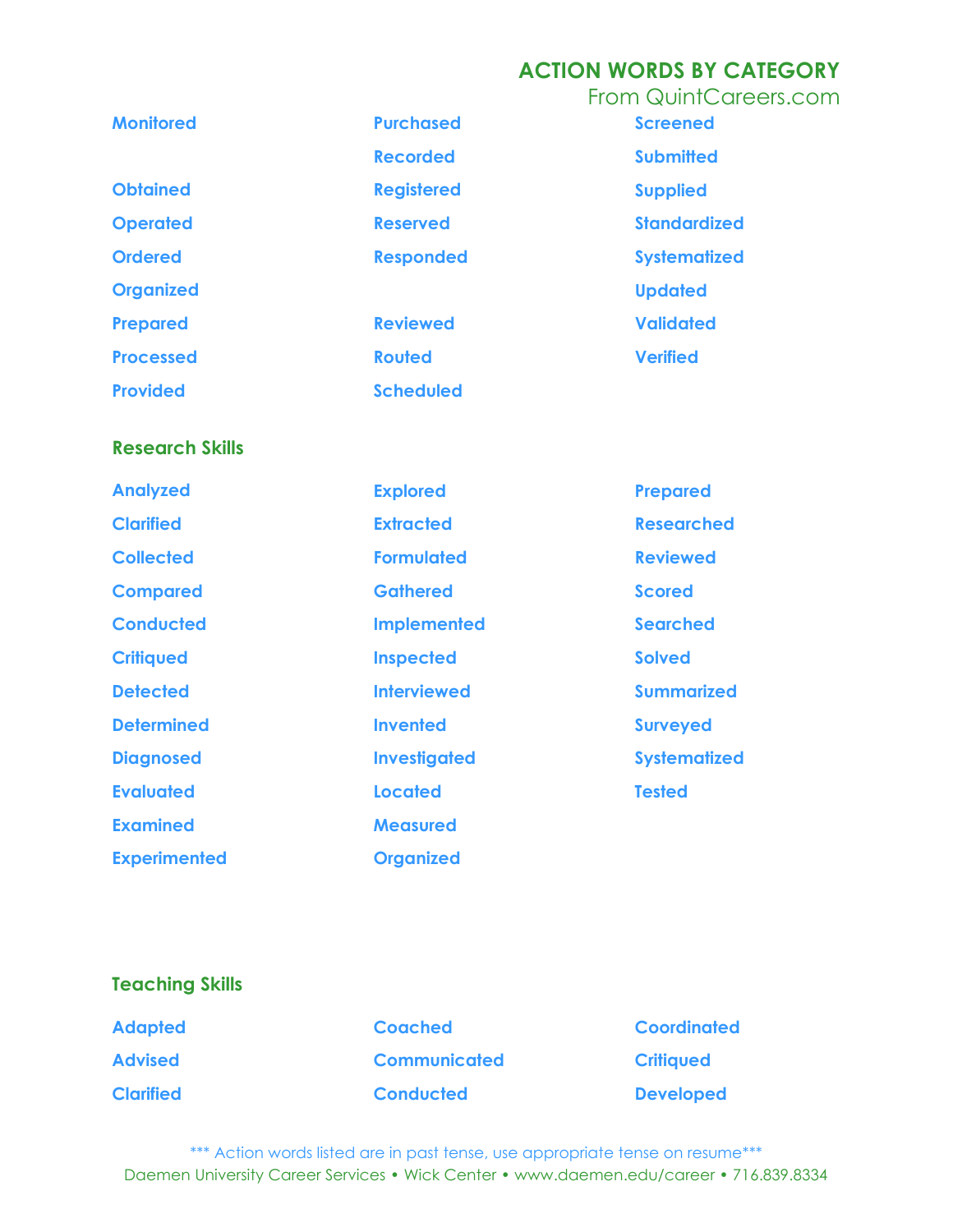## ACTION WORDS BY CATEGORY
From QuintCareers.com

Monitored
Obtained
Operated
Ordered
Organized
Prepared
Processed
Provided
Purchased
Recorded
Registered
Reserved
Responded
Reviewed
Routed
Scheduled
Screened
Submitted
Supplied
Standardized
Systematized
Updated
Validated
Verified

### Research Skills

Analyzed
Clarified
Collected
Compared
Conducted
Critiqued
Detected
Determined
Diagnosed
Evaluated
Examined
Experimented
Explored
Extracted
Formulated
Gathered
Implemented
Inspected
Interviewed
Invented
Investigated
Located
Measured
Organized
Prepared
Researched
Reviewed
Scored
Searched
Solved
Summarized
Surveyed
Systematized
Tested

### Teaching Skills

Adapted
Advised
Clarified
Coached
Communicated
Conducted
Coordinated
Critiqued
Developed

*** Action words listed are in past tense, use appropriate tense on resume***

Daemen University Career Services • Wick Center • www.daemen.edu/career • 716.839.8334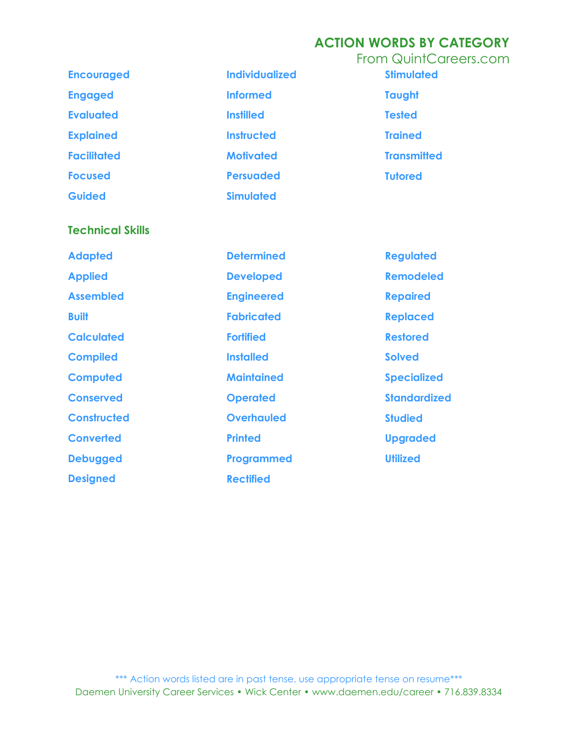# ACTION WORDS BY CATEGORY

From QuintCareers.com

| | | |
|---|---|---|
| Encouraged | Individualized | Stimulated |
| Engaged | Informed | Taught |
| Evaluated | Instilled | Tested |
| Explained | Instructed | Trained |
| Facilitated | Motivated | Transmitted |
| Focused | Persuaded | Tutored |
| Guided | Simulated | |

## Technical Skills

| | | |
|---|---|---|
| Adapted | Determined | Regulated |
| Applied | Developed | Remodeled |
| Assembled | Engineered | Repaired |
| Built | Fabricated | Replaced |
| Calculated | Fortified | Restored |
| Compiled | Installed | Solved |
| Computed | Maintained | Specialized |
| Conserved | Operated | Standardized |
| Constructed | Overhauled | Studied |
| Converted | Printed | Upgraded |
| Debugged | Programmed | Utilized |
| Designed | Rectified | |

*** Action words listed are in past tense, use appropriate tense on resume***

Daemen University Career Services • Wick Center • www.daemen.edu/career • 716.839.8334